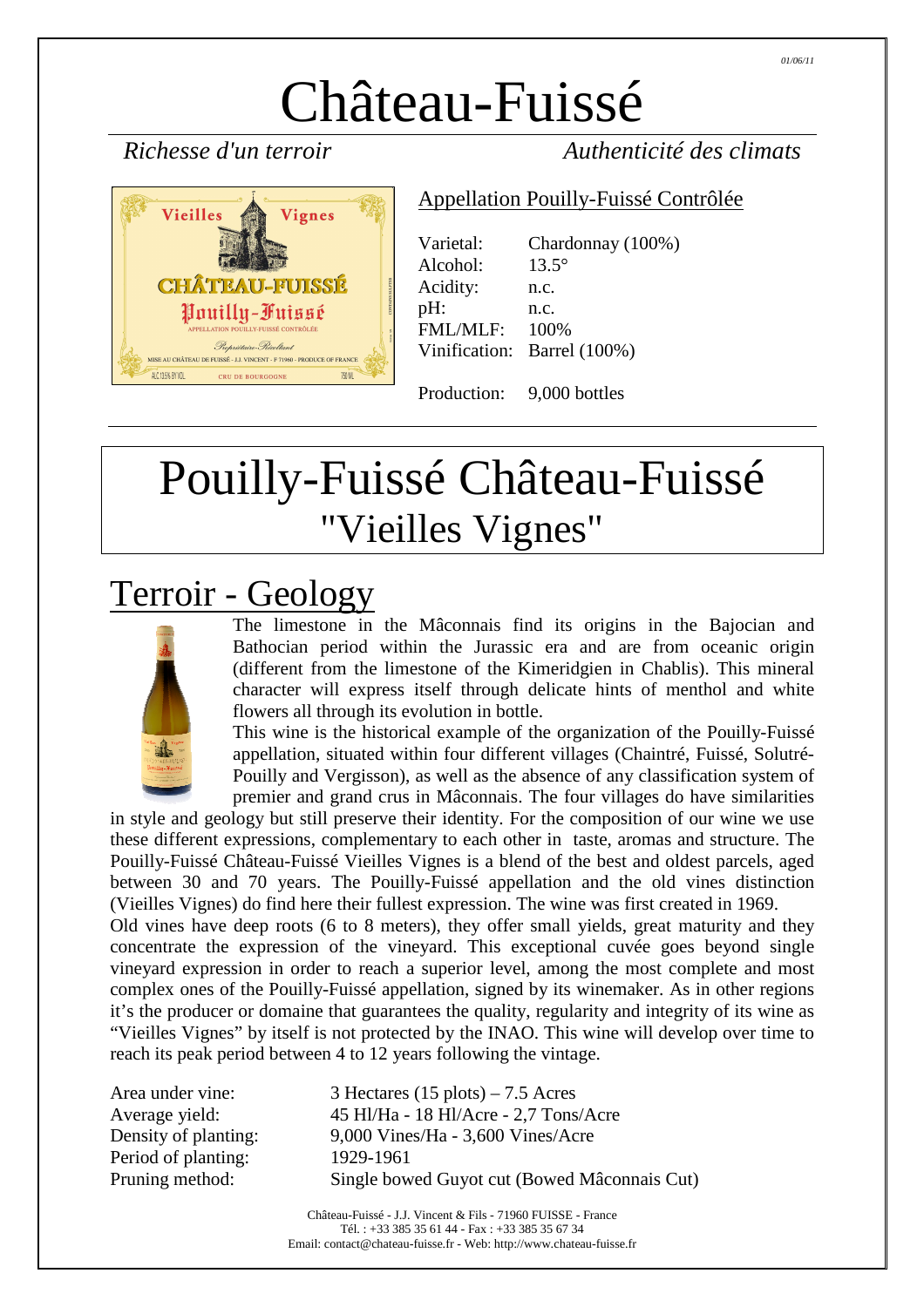01/06/11

# Château-Fuissé

*Richesse d'un terroir* *Authenticité des climats*

## Appellation Pouilly-Fuissé Contrôlée

| | |
|---|---|
| Varietal: | Chardonnay (100%) |
| Alcohol: | 13.5° |
| Acidity: | n.c. |
| pH: | n.c. |
| FML/MLF: | 100% |
| Vinification: | Barrel (100%) |
| Production: | 9,000 bottles |

# Pouilly-Fuissé Château-Fuissé "Vieilles Vignes"

## Terroir - Geology

The limestone in the Mâconnais find its origins in the Bajocian and Bathocian period within the Jurassic era and are from oceanic origin (different from the limestone of the Kimeridgien in Chablis). This mineral character will express itself through delicate hints of menthol and white flowers all through its evolution in bottle.

This wine is the historical example of the organization of the Pouilly-Fuissé appellation, situated within four different villages (Chaintré, Fuissé, Solutré-Pouilly and Vergisson), as well as the absence of any classification system of premier and grand crus in Mâconnais. The four villages do have similarities in style and geology but still preserve their identity. For the composition of our wine we use these different expressions, complementary to each other in taste, aromas and structure. The Pouilly-Fuissé Château-Fuissé Vieilles Vignes is a blend of the best and oldest parcels, aged between 30 and 70 years. The Pouilly-Fuissé appellation and the old vines distinction (Vieilles Vignes) do find here their fullest expression. The wine was first created in 1969.

Old vines have deep roots (6 to 8 meters), they offer small yields, great maturity and they concentrate the expression of the vineyard. This exceptional cuvée goes beyond single vineyard expression in order to reach a superior level, among the most complete and most complex ones of the Pouilly-Fuissé appellation, signed by its winemaker. As in other regions it's the producer or domaine that guarantees the quality, regularity and integrity of its wine as "Vieilles Vignes" by itself is not protected by the INAO. This wine will develop over time to reach its peak period between 4 to 12 years following the vintage.

| | |
|---|---|
| Area under vine: | 3 Hectares (15 plots) – 7.5 Acres |
| Average yield: | 45 Hl/Ha - 18 Hl/Acre - 2,7 Tons/Acre |
| Density of planting: | 9,000 Vines/Ha - 3,600 Vines/Acre |
| Period of planting: | 1929-1961 |
| Pruning method: | Single bowed Guyot cut (Bowed Mâconnais Cut) |

Château-Fuissé - J.J. Vincent & Fils - 71960 FUISSE - France
Tél. : +33 385 35 61 44 - Fax : +33 385 35 67 34
Email: contact@chateau-fuisse.fr - Web: http://www.chateau-fuisse.fr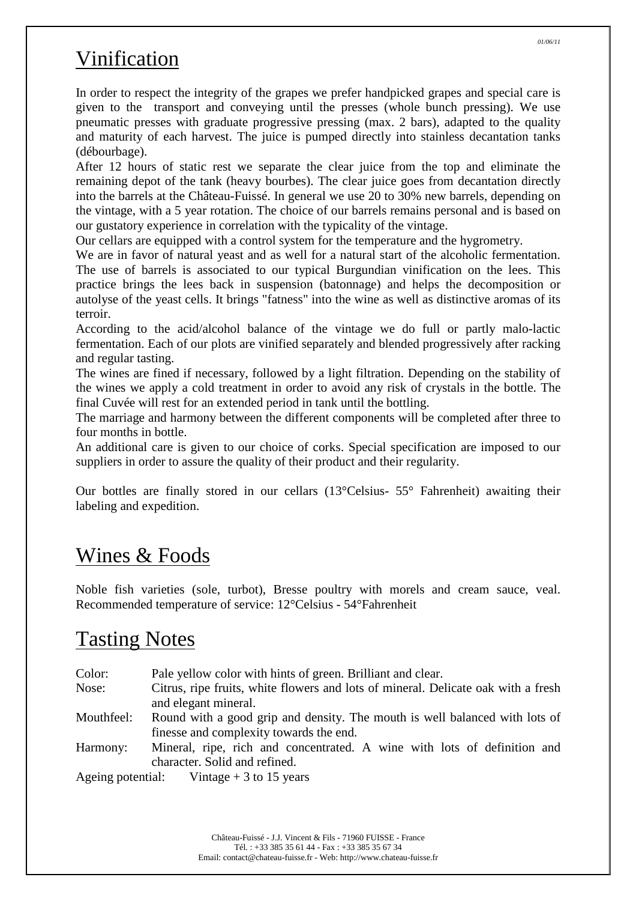# Vinification

In order to respect the integrity of the grapes we prefer handpicked grapes and special care is given to the transport and conveying until the presses (whole bunch pressing). We use pneumatic presses with graduate progressive pressing (max. 2 bars), adapted to the quality and maturity of each harvest. The juice is pumped directly into stainless decantation tanks (débourbage).

After 12 hours of static rest we separate the clear juice from the top and eliminate the remaining depot of the tank (heavy bourbes). The clear juice goes from decantation directly into the barrels at the Château-Fuissé. In general we use 20 to 30% new barrels, depending on the vintage, with a 5 year rotation. The choice of our barrels remains personal and is based on our gustatory experience in correlation with the typicality of the vintage.

Our cellars are equipped with a control system for the temperature and the hygrometry.

We are in favor of natural yeast and as well for a natural start of the alcoholic fermentation. The use of barrels is associated to our typical Burgundian vinification on the lees. This practice brings the lees back in suspension (batonnage) and helps the decomposition or autolyse of the yeast cells. It brings "fatness" into the wine as well as distinctive aromas of its terroir.

According to the acid/alcohol balance of the vintage we do full or partly malo-lactic fermentation. Each of our plots are vinified separately and blended progressively after racking and regular tasting.

The wines are fined if necessary, followed by a light filtration. Depending on the stability of the wines we apply a cold treatment in order to avoid any risk of crystals in the bottle. The final Cuvée will rest for an extended period in tank until the bottling.

The marriage and harmony between the different components will be completed after three to four months in bottle.

An additional care is given to our choice of corks. Special specification are imposed to our suppliers in order to assure the quality of their product and their regularity.

Our bottles are finally stored in our cellars (13°Celsius- 55° Fahrenheit) awaiting their labeling and expedition.

# Wines & Foods

Noble fish varieties (sole, turbot), Bresse poultry with morels and cream sauce, veal. Recommended temperature of service: 12°Celsius - 54°Fahrenheit

# Tasting Notes

| | |
|---|---|
| Color: | Pale yellow color with hints of green. Brilliant and clear. |
| Nose: | Citrus, ripe fruits, white flowers and lots of mineral. Delicate oak with a fresh and elegant mineral. |
| Mouthfeel: | Round with a good grip and density. The mouth is well balanced with lots of finesse and complexity towards the end. |
| Harmony: | Mineral, ripe, rich and concentrated. A wine with lots of definition and character. Solid and refined. |
| Ageing potential: | Vintage + 3 to 15 years |

Château-Fuissé - J.J. Vincent & Fils - 71960 FUISSE - France
Tél. : +33 385 35 61 44 - Fax : +33 385 35 67 34
Email: contact@chateau-fuisse.fr - Web: http://www.chateau-fuisse.fr